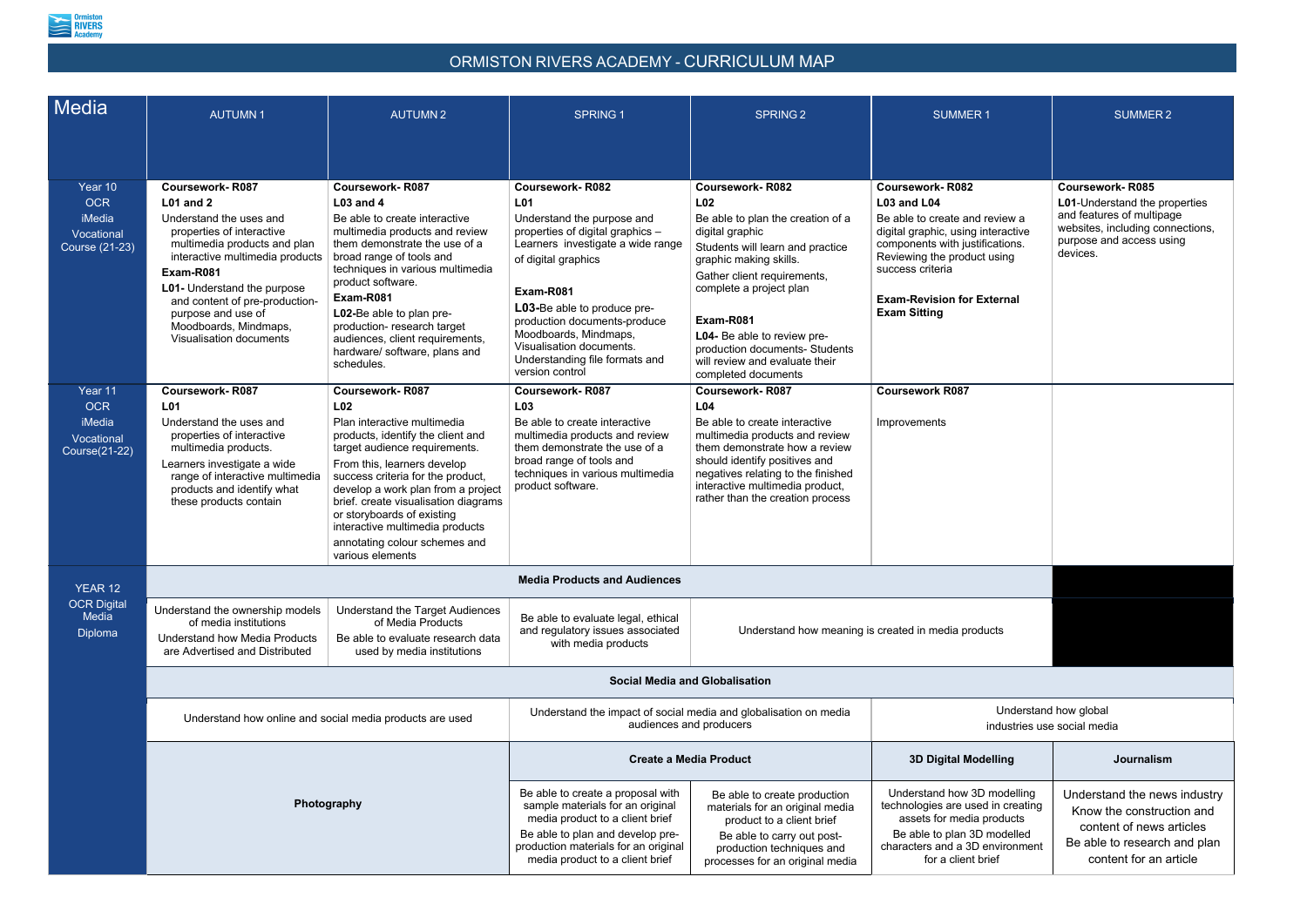# ORMISTON RIVERS ACADEMY - CURRICULUM MAP

| Media | AUTUMN 1 | AUTUMN 2 | SPRING 1 | SPRING 2 | SUMMER 1 | SUMMER 2 |
|---|---|---|---|---|---|---|
| Year 10 OCR iMedia Vocational Course (21-23) | **Coursework- R087** **L01 and 2** Understand the uses and properties of interactive multimedia products and plan interactive multimedia products **Exam-R081** **L01-** Understand the purpose and content of pre-production-purpose and use of Moodboards, Mindmaps, Visualisation documents | **Coursework- R087** **L03 and 4** Be able to create interactive multimedia products and review them demonstrate the use of a broad range of tools and techniques in various multimedia product software. **Exam-R081** **L02-**Be able to plan pre-production- research target audiences, client requirements, hardware/ software, plans and schedules. | **Coursework- R082** **L01** Understand the purpose and properties of digital graphics – Learners investigate a wide range of digital graphics **Exam-R081** **L03-**Be able to produce pre-production documents-produce Moodboards, Mindmaps, Visualisation documents. Understanding file formats and version control | **Coursework- R082** **L02** Be able to plan the creation of a digital graphic Students will learn and practice graphic making skills. Gather client requirements, complete a project plan **Exam-R081** **L04-** Be able to review pre-production documents- Students will review and evaluate their completed documents | **Coursework- R082** **L03 and L04** Be able to create and review a digital graphic, using interactive components with justifications. Reviewing the product using success criteria **Exam-Revision for External Exam Sitting** | **Coursework- R085** **L01**-Understand the properties and features of multipage websites, including connections, purpose and access using devices. |
| Year 11 OCR iMedia Vocational Course(21-22) | **Coursework- R087** **L01** Understand the uses and properties of interactive multimedia products. Learners investigate a wide range of interactive multimedia products and identify what these products contain | **Coursework- R087** **L02** Plan interactive multimedia products, identify the client and target audience requirements. From this, learners develop success criteria for the product, develop a work plan from a project brief. create visualisation diagrams or storyboards of existing interactive multimedia products annotating colour schemes and various elements | **Coursework- R087** **L03** Be able to create interactive multimedia products and review them demonstrate the use of a broad range of tools and techniques in various multimedia product software. | **Coursework- R087** **L04** Be able to create interactive multimedia products and review them demonstrate how a review should identify positives and negatives relating to the finished interactive multimedia product, rather than the creation process | **Coursework R087** Improvements | |
| YEAR 12 OCR Digital Media Diploma | **Media Products and Audiences** | | | | | |
| | Understand the ownership models of media institutions Understand how Media Products are Advertised and Distributed | Understand the Target Audiences of Media Products Be able to evaluate research data used by media institutions | Be able to evaluate legal, ethical and regulatory issues associated with media products | Understand how meaning is created in media products | | |
| | **Social Media and Globalisation** | | | | | |
| | Understand how online and social media products are used | | Understand the impact of social media and globalisation on media audiences and producers | | Understand how global industries use social media | |
| | **Photography** | | **Create a Media Product** | | **3D Digital Modelling** | **Journalism** |
| | | | Be able to create a proposal with sample materials for an original media product to a client brief Be able to plan and develop pre-production materials for an original media product to a client brief | Be able to create production materials for an original media product to a client brief Be able to carry out post-production techniques and processes for an original media | Understand how 3D modelling technologies are used in creating assets for media products Be able to plan 3D modelled characters and a 3D environment for a client brief | Understand the news industry Know the construction and content of news articles Be able to research and plan content for an article |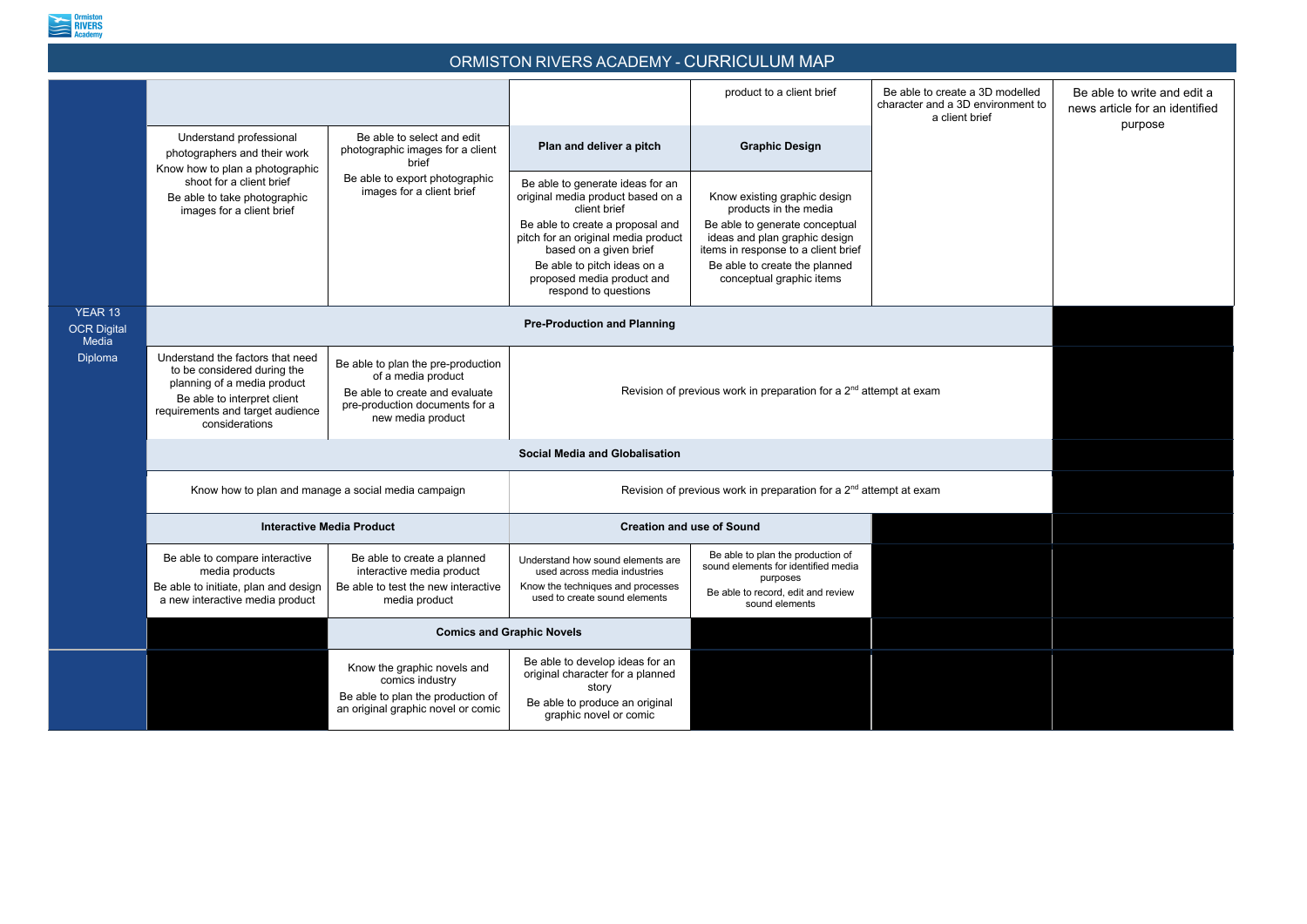# ORMISTON RIVERS ACADEMY - CURRICULUM MAP

| | | | | | | |
|---|---|---|---|---|---|---|
| | | | | product to a client brief | Be able to create a 3D modelled character and a 3D environment to a client brief | Be able to write and edit a news article for an identified purpose |
| | Understand professional photographers and their work<br>Know how to plan a photographic shoot for a client brief<br>Be able to take photographic images for a client brief | Be able to select and edit photographic images for a client brief<br>Be able to export photographic images for a client brief | **Plan and deliver a pitch** | **Graphic Design** | | |
| | | | Be able to generate ideas for an original media product based on a client brief<br>Be able to create a proposal and pitch for an original media product based on a given brief<br>Be able to pitch ideas on a proposed media product and respond to questions | Know existing graphic design products in the media<br>Be able to generate conceptual ideas and plan graphic design items in response to a client brief<br>Be able to create the planned conceptual graphic items | | |
| YEAR 13<br>OCR Digital Media<br>Diploma | **Pre-Production and Planning** | | | | | |
| | Understand the factors that need to be considered during the planning of a media product<br>Be able to interpret client requirements and target audience considerations | Be able to plan the pre-production of a media product<br>Be able to create and evaluate pre-production documents for a new media product | Revision of previous work in preparation for a 2nd attempt at exam | | | |
| | **Social Media and Globalisation** | | | | | |
| | Know how to plan and manage a social media campaign | | Revision of previous work in preparation for a 2nd attempt at exam | | | |
| | **Interactive Media Product** | | **Creation and use of Sound** | | | |
| | Be able to compare interactive media products<br>Be able to initiate, plan and design a new interactive media product | Be able to create a planned interactive media product<br>Be able to test the new interactive media product | Understand how sound elements are used across media industries<br>Know the techniques and processes used to create sound elements | Be able to plan the production of sound elements for identified media purposes<br>Be able to record, edit and review sound elements | | |
| | | **Comics and Graphic Novels** | | | | |
| | | Know the graphic novels and comics industry<br>Be able to plan the production of an original graphic novel or comic | Be able to develop ideas for an original character for a planned story<br>Be able to produce an original graphic novel or comic | | | |